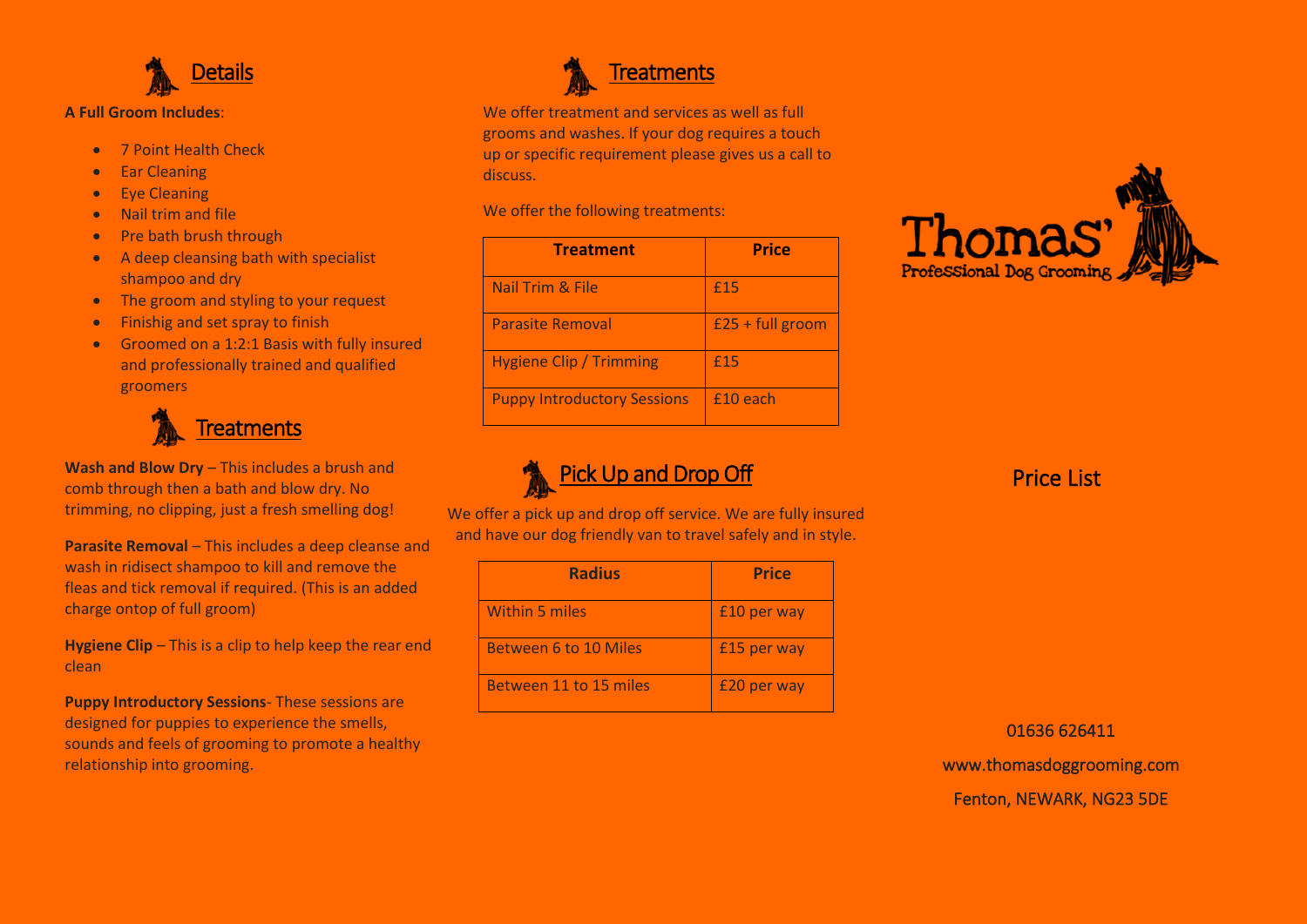## Details

**A Full Groom Includes**:

- 7 Point Health Check
- Ear Cleaning
- Eye Cleaning
- Nail trim and file
- Pre bath brush through
- A deep cleansing bath with specialist shampoo and dry
- The groom and styling to your request
- Finishig and set spray to finish
- Groomed on a 1:2:1 Basis with fully insured and professionally trained and qualified groomers

## Treatments

**Wash and Blow Dry** – This includes a brush and comb through then a bath and blow dry. No trimming, no clipping, just a fresh smelling dog!

**Parasite Removal** – This includes a deep cleanse and wash in ridisect shampoo to kill and remove the fleas and tick removal if required. (This is an added charge ontop of full groom)

**Hygiene Clip** – This is a clip to help keep the rear end clean

**Puppy Introductory Sessions**- These sessions are designed for puppies to experience the smells, sounds and feels of grooming to promote a healthy relationship into grooming.

## Treatments

We offer treatment and services as well as full grooms and washes. If your dog requires a touch up or specific requirement please gives us a call to discuss.

We offer the following treatments:

| Treatment | Price |
|---|---|
| Nail Trim & File | £15 |
| Parasite Removal | £25 + full groom |
| Hygiene Clip / Trimming | £15 |
| Puppy Introductory Sessions | £10 each |

## Pick Up and Drop Off

We offer a pick up and drop off service. We are fully insured and have our dog friendly van to travel safely and in style.

| Radius | Price |
|---|---|
| Within 5 miles | £10 per way |
| Between 6 to 10 Miles | £15 per way |
| Between 11 to 15 miles | £20 per way |

# Thomas' Professional Dog Grooming

Price List

01636 626411

www.thomasdoggrooming.com

Fenton, NEWARK, NG23 5DE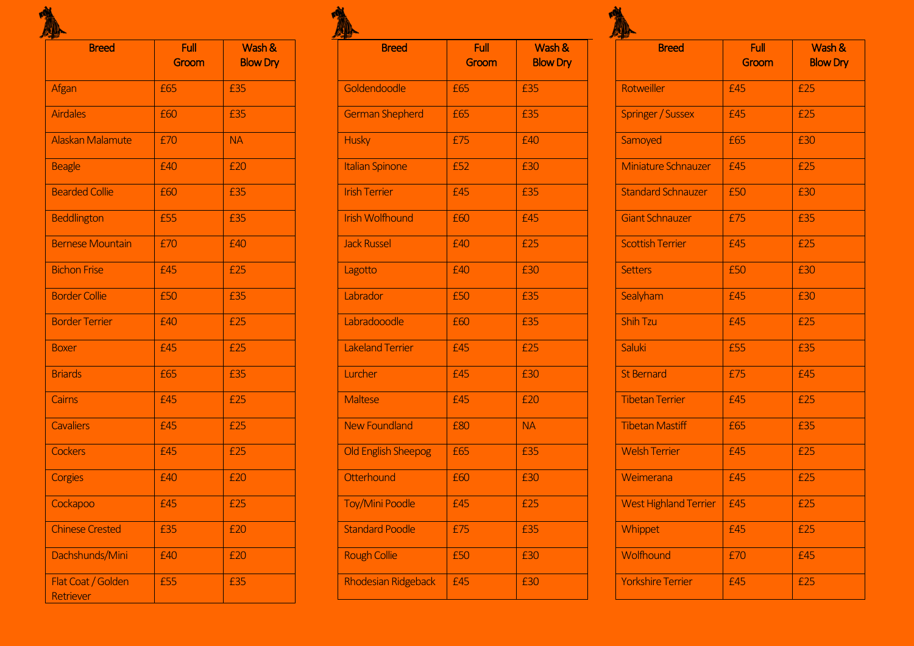| Breed | Full Groom | Wash & Blow Dry |
|---|---|---|
| Afgan | £65 | £35 |
| Airdales | £60 | £35 |
| Alaskan Malamute | £70 | NA |
| Beagle | £40 | £20 |
| Bearded Collie | £60 | £35 |
| Beddlington | £55 | £35 |
| Bernese Mountain | £70 | £40 |
| Bichon Frise | £45 | £25 |
| Border Collie | £50 | £35 |
| Border Terrier | £40 | £25 |
| Boxer | £45 | £25 |
| Briards | £65 | £35 |
| Cairns | £45 | £25 |
| Cavaliers | £45 | £25 |
| Cockers | £45 | £25 |
| Corgies | £40 | £20 |
| Cockapoo | £45 | £25 |
| Chinese Crested | £35 | £20 |
| Dachshunds/Mini | £40 | £20 |
| Flat Coat / Golden Retriever | £55 | £35 |

| Breed | Full Groom | Wash & Blow Dry |
|---|---|---|
| Goldendoodle | £65 | £35 |
| German Shepherd | £65 | £35 |
| Husky | £75 | £40 |
| Italian Spinone | £52 | £30 |
| Irish Terrier | £45 | £35 |
| Irish Wolfhound | £60 | £45 |
| Jack Russel | £40 | £25 |
| Lagotto | £40 | £30 |
| Labrador | £50 | £35 |
| Labradooodle | £60 | £35 |
| Lakeland Terrier | £45 | £25 |
| Lurcher | £45 | £30 |
| Maltese | £45 | £20 |
| New Foundland | £80 | NA |
| Old English Sheepog | £65 | £35 |
| Otterhound | £60 | £30 |
| Toy/Mini Poodle | £45 | £25 |
| Standard Poodle | £75 | £35 |
| Rough Collie | £50 | £30 |
| Rhodesian Ridgeback | £45 | £30 |

| Breed | Full Groom | Wash & Blow Dry |
|---|---|---|
| Rotweiller | £45 | £25 |
| Springer / Sussex | £45 | £25 |
| Samoyed | £65 | £30 |
| Miniature Schnauzer | £45 | £25 |
| Standard Schnauzer | £50 | £30 |
| Giant Schnauzer | £75 | £35 |
| Scottish Terrier | £45 | £25 |
| Setters | £50 | £30 |
| Sealyham | £45 | £30 |
| Shih Tzu | £45 | £25 |
| Saluki | £55 | £35 |
| St Bernard | £75 | £45 |
| Tibetan Terrier | £45 | £25 |
| Tibetan Mastiff | £65 | £35 |
| Welsh Terrier | £45 | £25 |
| Weimerana | £45 | £25 |
| West Highland Terrier | £45 | £25 |
| Whippet | £45 | £25 |
| Wolfhound | £70 | £45 |
| Yorkshire Terrier | £45 | £25 |